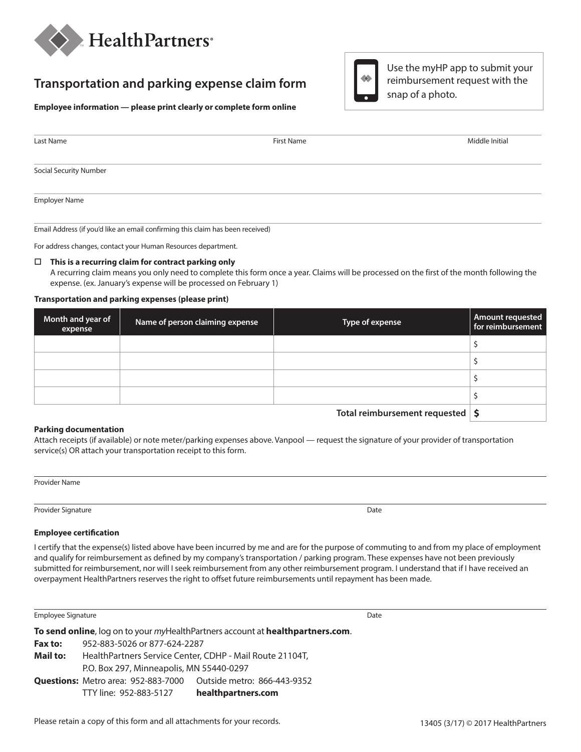HealthPartners®

# Transportation and parking expense claim form

Use the myHP app to submit your reimbursement request with the snap of a photo.

**Employee information — please print clearly or complete form online**

Last Name | First Name | Middle Initial

Social Security Number

Employer Name

Email Address (if you'd like an email confirming this claim has been received)

For address changes, contact your Human Resources department.

☐ **This is a recurring claim for contract parking only**
A recurring claim means you only need to complete this form once a year. Claims will be processed on the first of the month following the expense. (ex. January's expense will be processed on February 1)

**Transportation and parking expenses (please print)**

| Month and year of expense | Name of person claiming expense | Type of expense | Amount requested for reimbursement |
|---|---|---|---|
| | | | $ |
| | | | $ |
| | | | $ |
| | | | $ |
| | | **Total reimbursement requested** | **$** |

**Parking documentation**

Attach receipts (if available) or note meter/parking expenses above. Vanpool — request the signature of your provider of transportation service(s) OR attach your transportation receipt to this form.

Provider Name

Provider Signature | Date

**Employee certification**

I certify that the expense(s) listed above have been incurred by me and are for the purpose of commuting to and from my place of employment and qualify for reimbursement as defined by my company's transportation / parking program. These expenses have not been previously submitted for reimbursement, nor will I seek reimbursement from any other reimbursement program. I understand that if I have received an overpayment HealthPartners reserves the right to offset future reimbursements until repayment has been made.

Employee Signature | Date

**To send online**, log on to your *my*HealthPartners account at **healthpartners.com**.

**Fax to:** 952-883-5026 or 877-624-2287

**Mail to:** HealthPartners Service Center, CDHP - Mail Route 21104T, P.O. Box 297, Minneapolis, MN 55440-0297

**Questions:** Metro area: 952-883-7000 Outside metro: 866-443-9352
TTY line: 952-883-5127 **healthpartners.com**

Please retain a copy of this form and all attachments for your records.

13405 (3/17) © 2017 HealthPartners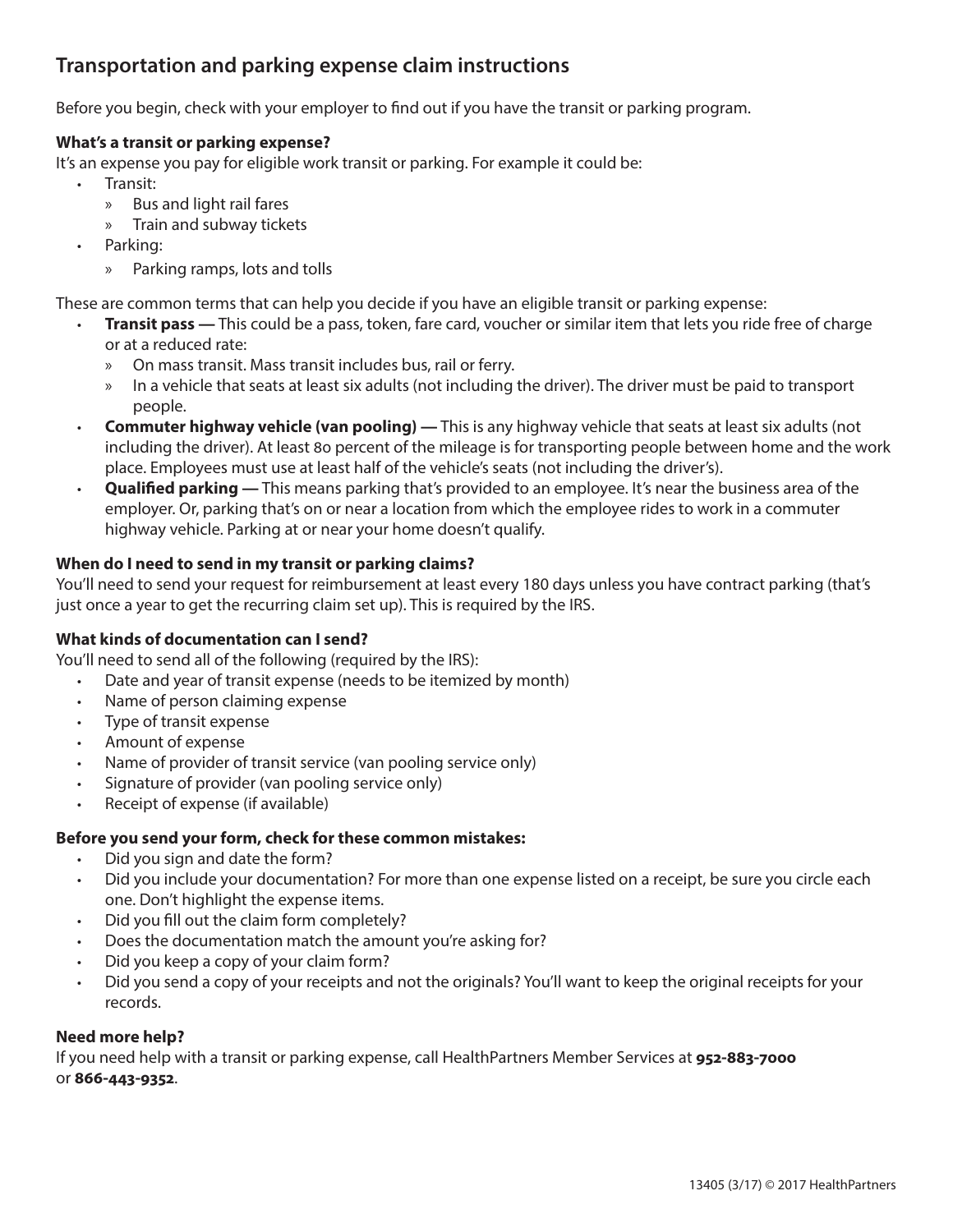## Transportation and parking expense claim instructions

Before you begin, check with your employer to find out if you have the transit or parking program.

### What's a transit or parking expense?

It's an expense you pay for eligible work transit or parking. For example it could be:

- Transit:
  - Bus and light rail fares
  - Train and subway tickets
- Parking:
  - Parking ramps, lots and tolls

These are common terms that can help you decide if you have an eligible transit or parking expense:

- **Transit pass —** This could be a pass, token, fare card, voucher or similar item that lets you ride free of charge or at a reduced rate:
  - On mass transit. Mass transit includes bus, rail or ferry.
  - In a vehicle that seats at least six adults (not including the driver). The driver must be paid to transport people.
- **Commuter highway vehicle (van pooling) —** This is any highway vehicle that seats at least six adults (not including the driver). At least 80 percent of the mileage is for transporting people between home and the work place. Employees must use at least half of the vehicle's seats (not including the driver's).
- **Qualified parking —** This means parking that's provided to an employee. It's near the business area of the employer. Or, parking that's on or near a location from which the employee rides to work in a commuter highway vehicle. Parking at or near your home doesn't qualify.

### When do I need to send in my transit or parking claims?

You'll need to send your request for reimbursement at least every 180 days unless you have contract parking (that's just once a year to get the recurring claim set up). This is required by the IRS.

### What kinds of documentation can I send?

You'll need to send all of the following (required by the IRS):

- Date and year of transit expense (needs to be itemized by month)
- Name of person claiming expense
- Type of transit expense
- Amount of expense
- Name of provider of transit service (van pooling service only)
- Signature of provider (van pooling service only)
- Receipt of expense (if available)

### Before you send your form, check for these common mistakes:

- Did you sign and date the form?
- Did you include your documentation? For more than one expense listed on a receipt, be sure you circle each one. Don't highlight the expense items.
- Did you fill out the claim form completely?
- Does the documentation match the amount you're asking for?
- Did you keep a copy of your claim form?
- Did you send a copy of your receipts and not the originals? You'll want to keep the original receipts for your records.

### Need more help?

If you need help with a transit or parking expense, call HealthPartners Member Services at **952-883-7000** or **866-443-9352**.

13405 (3/17) © 2017 HealthPartners